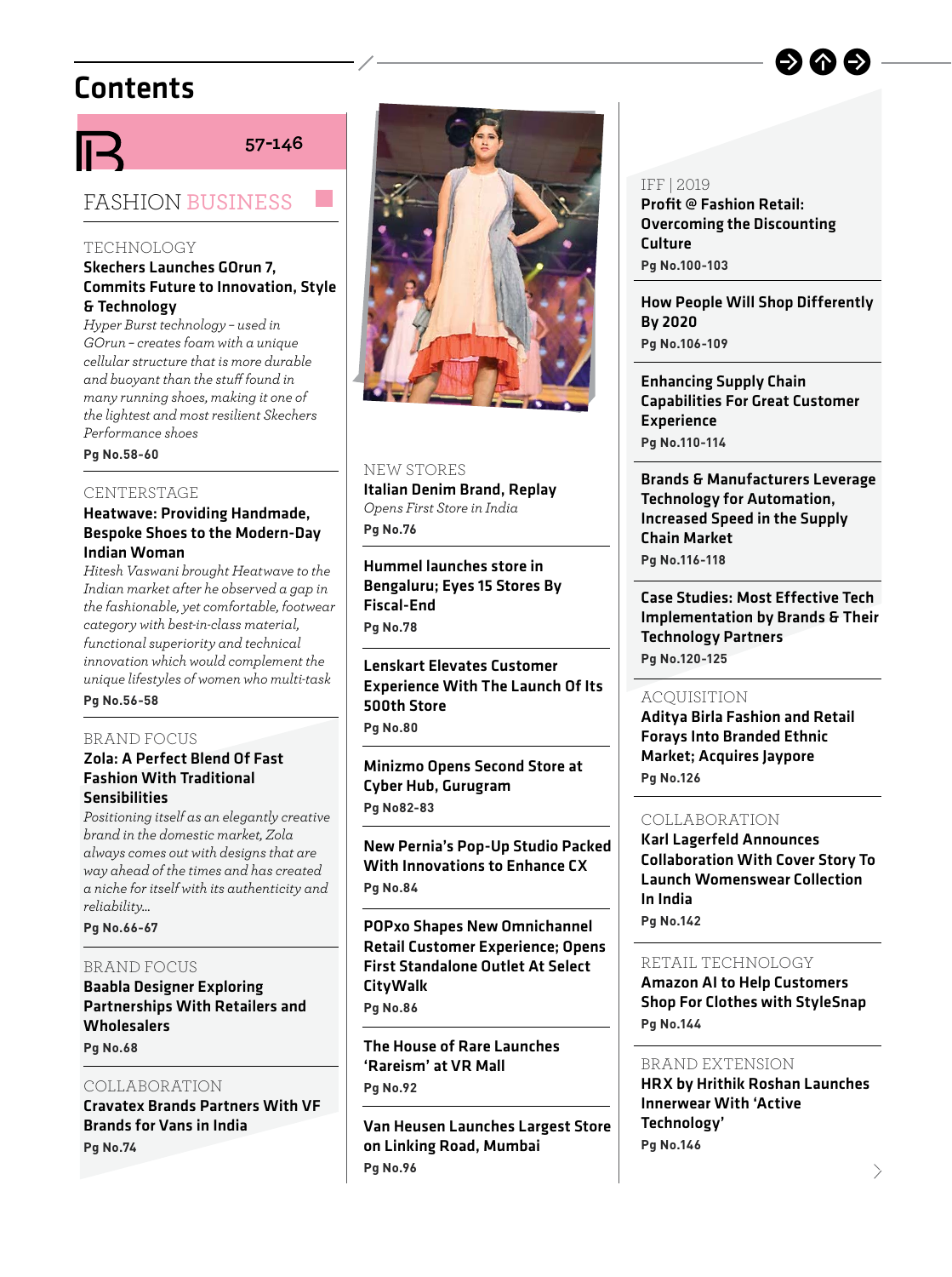# Contents

B 57-146

## FASHION BUSINESS

TECHNOLOGY

**Skechers Launches GOrun 7, Commits Future to Innovation, Style & Technology**

*Hyper Burst technology – used in GOrun – creates foam with a unique cellular structure that is more durable and buoyant than the stuff found in many running shoes, making it one of the lightest and most resilient Skechers Performance shoes*

**Pg No.58-60**

CENTERSTAGE

**Heatwave: Providing Handmade, Bespoke Shoes to the Modern-Day Indian Woman**

*Hitesh Vaswani brought Heatwave to the Indian market after he observed a gap in the fashionable, yet comfortable, footwear category with best-in-class material, functional superiority and technical innovation which would complement the unique lifestyles of women who multi-task*

**Pg No.56-58**

BRAND FOCUS

**Zola: A Perfect Blend Of Fast Fashion With Traditional Sensibilities**

*Positioning itself as an elegantly creative brand in the domestic market, Zola always comes out with designs that are way ahead of the times and has created a niche for itself with its authenticity and reliability...*

**Pg No.66-67**

BRAND FOCUS

**Baabla Designer Exploring Partnerships With Retailers and Wholesalers**

**Pg No.68**

COLLABORATION

**Cravatex Brands Partners With VF Brands for Vans in India**

**Pg No.74**

NEW STORES

**Italian Denim Brand, Replay**

*Opens First Store in India*

**Pg No.76**

**Hummel launches store in Bengaluru; Eyes 15 Stores By Fiscal-End**

**Pg No.78**

**Lenskart Elevates Customer Experience With The Launch Of Its 500th Store**

**Pg No.80**

**Minizmo Opens Second Store at Cyber Hub, Gurugram**

**Pg No82-83**

**New Pernia's Pop-Up Studio Packed With Innovations to Enhance CX**

**Pg No.84**

**POPxo Shapes New Omnichannel Retail Customer Experience; Opens First Standalone Outlet At Select CityWalk**

**Pg No.86**

**The House of Rare Launches 'Rareism' at VR Mall**

**Pg No.92**

**Van Heusen Launches Largest Store on Linking Road, Mumbai**

**Pg No.96**

IFF | 2019

**Profit @ Fashion Retail: Overcoming the Discounting Culture**

**Pg No.100-103**

**How People Will Shop Differently By 2020**

**Pg No.106-109**

**Enhancing Supply Chain Capabilities For Great Customer Experience**

**Pg No.110-114**

**Brands & Manufacturers Leverage Technology for Automation, Increased Speed in the Supply Chain Market**

**Pg No.116-118**

**Case Studies: Most Effective Tech Implementation by Brands & Their Technology Partners**

**Pg No.120-125**

ACQUISITION

**Aditya Birla Fashion and Retail Forays Into Branded Ethnic Market; Acquires Jaypore**

**Pg No.126**

COLLABORATION

**Karl Lagerfeld Announces Collaboration With Cover Story To Launch Womenswear Collection In India**

**Pg No.142**

RETAIL TECHNOLOGY

**Amazon AI to Help Customers Shop For Clothes with StyleSnap**

**Pg No.144**

BRAND EXTENSION

**HRX by Hrithik Roshan Launches Innerwear With 'Active Technology'**

**Pg No.146**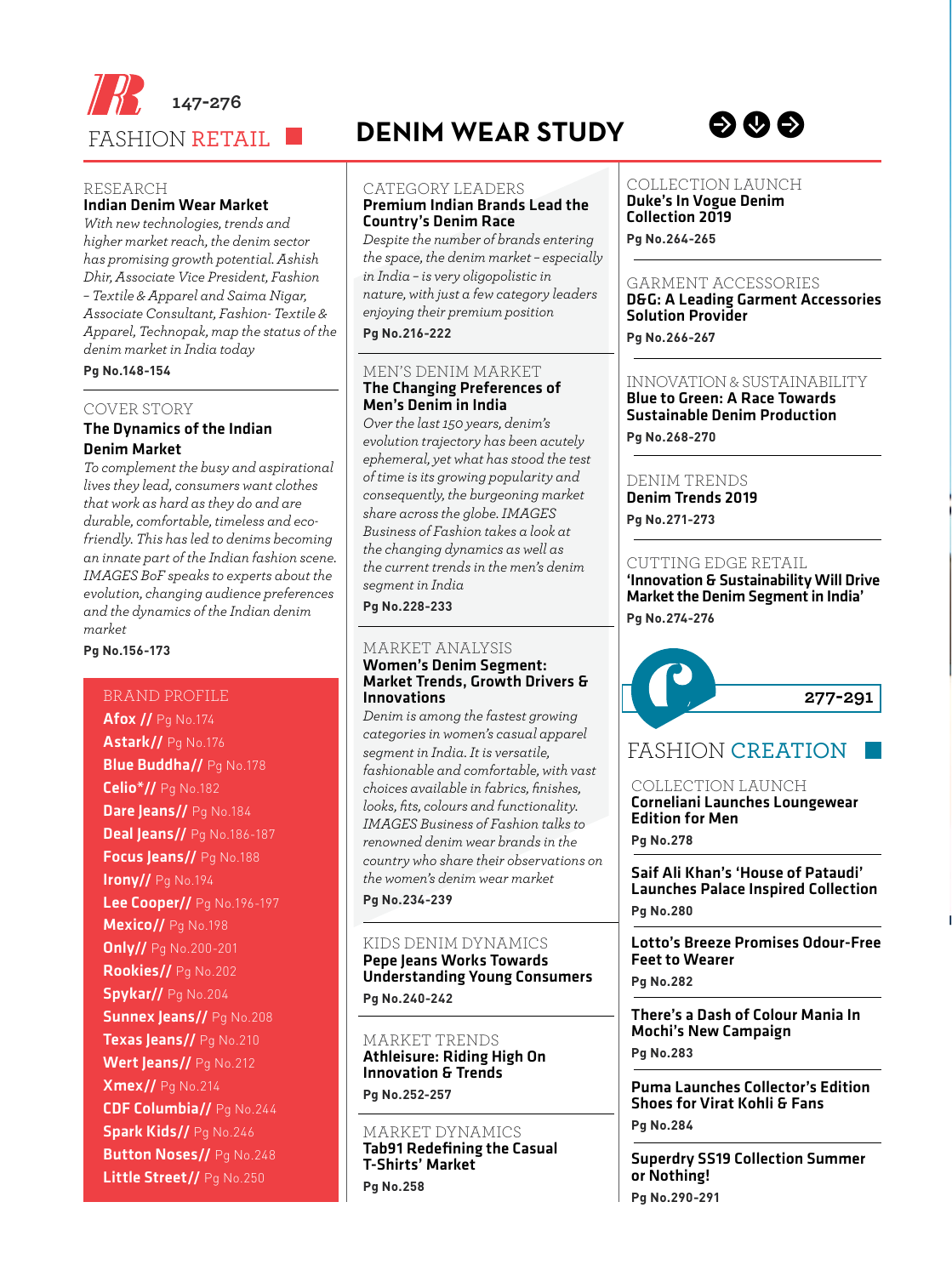# FASHION RETAIL

147-276

## DENIM WEAR STUDY

RESEARCH

**Indian Denim Wear Market**

*With new technologies, trends and higher market reach, the denim sector has promising growth potential. Ashish Dhir, Associate Vice President, Fashion – Textile & Apparel and Saima Nigar, Associate Consultant, Fashion- Textile & Apparel, Technopak, map the status of the denim market in India today*

**Pg No.148-154**

COVER STORY

**The Dynamics of the Indian Denim Market**

*To complement the busy and aspirational lives they lead, consumers want clothes that work as hard as they do and are durable, comfortable, timeless and eco-friendly. This has led to denims becoming an innate part of the Indian fashion scene. IMAGES BoF speaks to experts about the evolution, changing audience preferences and the dynamics of the Indian denim market*

**Pg No.156-173**

BRAND PROFILE

- **Afox //** Pg No.174
- **Astark//** Pg No.176
- **Blue Buddha//** Pg No.178
- **Celio*//** Pg No.182
- **Dare Jeans//** Pg No.184
- **Deal Jeans//** Pg No.186-187
- **Focus Jeans//** Pg No.188
- **Irony//** Pg No.194
- **Lee Cooper//** Pg No.196-197
- **Mexico//** Pg No.198
- **Only//** Pg No.200-201
- **Rookies//** Pg No.202
- **Spykar//** Pg No.204
- **Sunnex Jeans//** Pg No.208
- **Texas Jeans//** Pg No.210
- **Wert Jeans//** Pg No.212
- **Xmex//** Pg No.214
- **CDF Columbia//** Pg No.244
- **Spark Kids//** Pg No.246
- **Button Noses//** Pg No.248
- **Little Street//** Pg No.250

CATEGORY LEADERS

**Premium Indian Brands Lead the Country's Denim Race**

*Despite the number of brands entering the space, the denim market – especially in India – is very oligopolistic in nature, with just a few category leaders enjoying their premium position*

**Pg No.216-222**

MEN'S DENIM MARKET

**The Changing Preferences of Men's Denim in India**

*Over the last 150 years, denim's evolution trajectory has been acutely ephemeral, yet what has stood the test of time is its growing popularity and consequently, the burgeoning market share across the globe. IMAGES Business of Fashion takes a look at the changing dynamics as well as the current trends in the men's denim segment in India*

**Pg No.228-233**

MARKET ANALYSIS

**Women's Denim Segment: Market Trends, Growth Drivers & Innovations**

*Denim is among the fastest growing categories in women's casual apparel segment in India. It is versatile, fashionable and comfortable, with vast choices available in fabrics, finishes, looks, fits, colours and functionality. IMAGES Business of Fashion talks to renowned denim wear brands in the country who share their observations on the women's denim wear market*

**Pg No.234-239**

KIDS DENIM DYNAMICS

**Pepe Jeans Works Towards Understanding Young Consumers**

**Pg No.240-242**

MARKET TRENDS

**Athleisure: Riding High On Innovation & Trends**

**Pg No.252-257**

MARKET DYNAMICS

**Tab91 Redefining the Casual T-Shirts' Market**

**Pg No.258**

COLLECTION LAUNCH

**Duke's In Vogue Denim Collection 2019**

**Pg No.264-265**

GARMENT ACCESSORIES

**D&G: A Leading Garment Accessories Solution Provider**

**Pg No.266-267**

INNOVATION & SUSTAINABILITY

**Blue to Green: A Race Towards Sustainable Denim Production**

**Pg No.268-270**

DENIM TRENDS

**Denim Trends 2019**

**Pg No.271-273**

CUTTING EDGE RETAIL

**'Innovation & Sustainability Will Drive Market the Denim Segment in India'**

**Pg No.274-276**

# FASHION CREATION

277-291

COLLECTION LAUNCH

**Corneliani Launches Loungewear Edition for Men**

**Pg No.278**

**Saif Ali Khan's 'House of Pataudi' Launches Palace Inspired Collection**

**Pg No.280**

**Lotto's Breeze Promises Odour-Free Feet to Wearer**

**Pg No.282**

**There's a Dash of Colour Mania In Mochi's New Campaign**

**Pg No.283**

**Puma Launches Collector's Edition Shoes for Virat Kohli & Fans**

**Pg No.284**

**Superdry SS19 Collection Summer or Nothing!**

**Pg No.290-291**